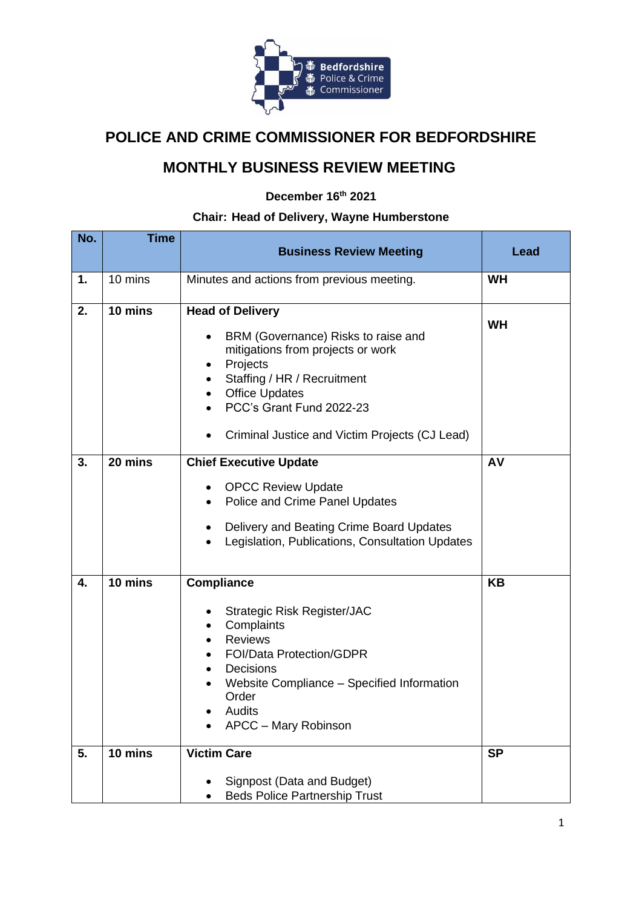# POLICE AND CRIME COMMISSIONER FOR BEDFORDSHIRE

## MONTHLY BUSINESS REVIEW MEETING

**December 16th 2021**

**Chair: Head of Delivery, Wayne Humberstone**

| No. | Time | Business Review Meeting | Lead |
|---|---|---|---|
| **1.** | 10 mins | Minutes and actions from previous meeting. | **WH** |
| **2.** | **10 mins** | **Head of Delivery**<br>• BRM (Governance) Risks to raise and mitigations from projects or work<br>• Projects<br>• Staffing / HR / Recruitment<br>• Office Updates<br>• PCC's Grant Fund 2022-23<br>• Criminal Justice and Victim Projects (CJ Lead) | **WH** |
| **3.** | **20 mins** | **Chief Executive Update**<br>• OPCC Review Update<br>• Police and Crime Panel Updates<br>• Delivery and Beating Crime Board Updates<br>• Legislation, Publications, Consultation Updates | **AV** |
| **4.** | **10 mins** | **Compliance**<br>• Strategic Risk Register/JAC<br>• Complaints<br>• Reviews<br>• FOI/Data Protection/GDPR<br>• Decisions<br>• Website Compliance – Specified Information Order<br>• Audits<br>• APCC – Mary Robinson | **KB** |
| **5.** | **10 mins** | **Victim Care**<br>• Signpost (Data and Budget)<br>• Beds Police Partnership Trust | **SP** |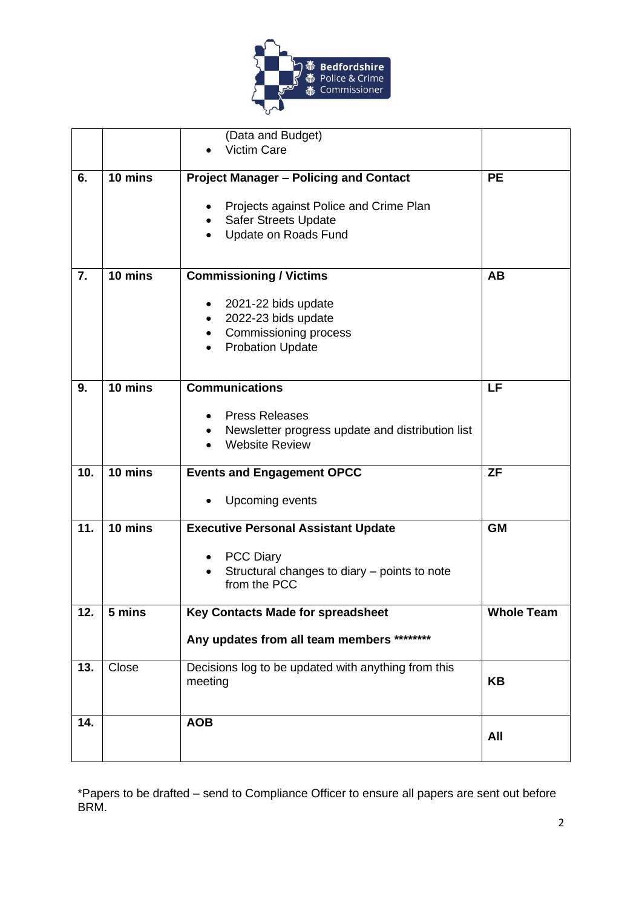| | | | |
|---|---|---|---|
| | | (Data and Budget)<br>• Victim Care | |
| **6.** | **10 mins** | **Project Manager – Policing and Contact**<br>• Projects against Police and Crime Plan<br>• Safer Streets Update<br>• Update on Roads Fund | **PE** |
| **7.** | **10 mins** | **Commissioning / Victims**<br>• 2021-22 bids update<br>• 2022-23 bids update<br>• Commissioning process<br>• Probation Update | **AB** |
| **9.** | **10 mins** | **Communications**<br>• Press Releases<br>• Newsletter progress update and distribution list<br>• Website Review | **LF** |
| **10.** | **10 mins** | **Events and Engagement OPCC**<br>• Upcoming events | **ZF** |
| **11.** | **10 mins** | **Executive Personal Assistant Update**<br>• PCC Diary<br>• Structural changes to diary – points to note from the PCC | **GM** |
| **12.** | **5 mins** | **Key Contacts Made for spreadsheet**<br>**Any updates from all team members \*\*\*\*\*\*\*\*** | **Whole Team** |
| **13.** | Close | Decisions log to be updated with anything from this meeting | **KB** |
| **14.** | | **AOB** | **All** |

*Papers to be drafted – send to Compliance Officer to ensure all papers are sent out before BRM.